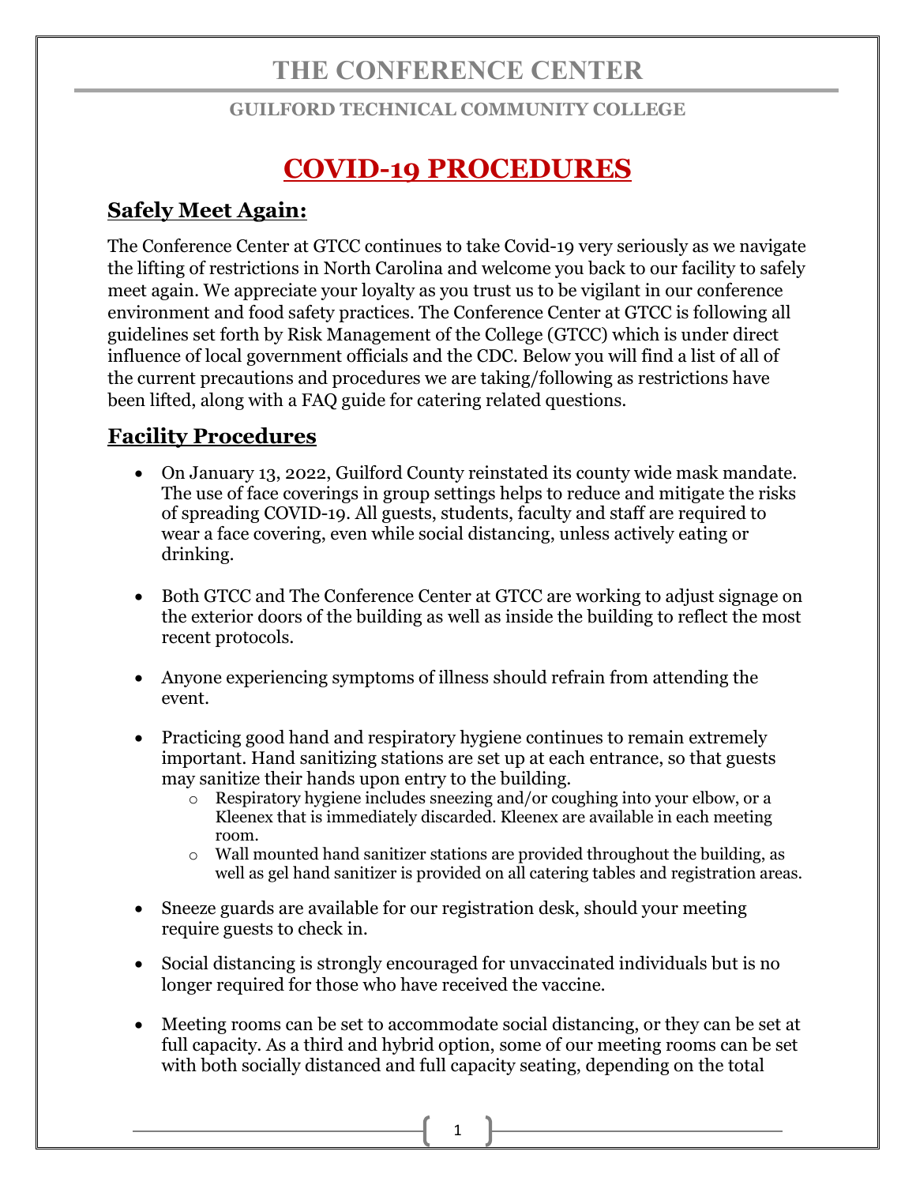# THE CONFERENCE CENTER

### GUILFORD TECHNICAL COMMUNITY COLLEGE

# COVID-19 PROCEDURES

## Safely Meet Again:

The Conference Center at GTCC continues to take Covid-19 very seriously as we navigate the lifting of restrictions in North Carolina and welcome you back to our facility to safely meet again. We appreciate your loyalty as you trust us to be vigilant in our conference environment and food safety practices. The Conference Center at GTCC is following all guidelines set forth by Risk Management of the College (GTCC) which is under direct influence of local government officials and the CDC. Below you will find a list of all of the current precautions and procedures we are taking/following as restrictions have been lifted, along with a FAQ guide for catering related questions.

## Facility Procedures

- On January 13, 2022, Guilford County reinstated its county wide mask mandate. The use of face coverings in group settings helps to reduce and mitigate the risks of spreading COVID-19. All guests, students, faculty and staff are required to wear a face covering, even while social distancing, unless actively eating or drinking.

- Both GTCC and The Conference Center at GTCC are working to adjust signage on the exterior doors of the building as well as inside the building to reflect the most recent protocols.

- Anyone experiencing symptoms of illness should refrain from attending the event.

- Practicing good hand and respiratory hygiene continues to remain extremely important. Hand sanitizing stations are set up at each entrance, so that guests may sanitize their hands upon entry to the building.
  - Respiratory hygiene includes sneezing and/or coughing into your elbow, or a Kleenex that is immediately discarded. Kleenex are available in each meeting room.
  - Wall mounted hand sanitizer stations are provided throughout the building, as well as gel hand sanitizer is provided on all catering tables and registration areas.

- Sneeze guards are available for our registration desk, should your meeting require guests to check in.

- Social distancing is strongly encouraged for unvaccinated individuals but is no longer required for those who have received the vaccine.

- Meeting rooms can be set to accommodate social distancing, or they can be set at full capacity. As a third and hybrid option, some of our meeting rooms can be set with both socially distanced and full capacity seating, depending on the total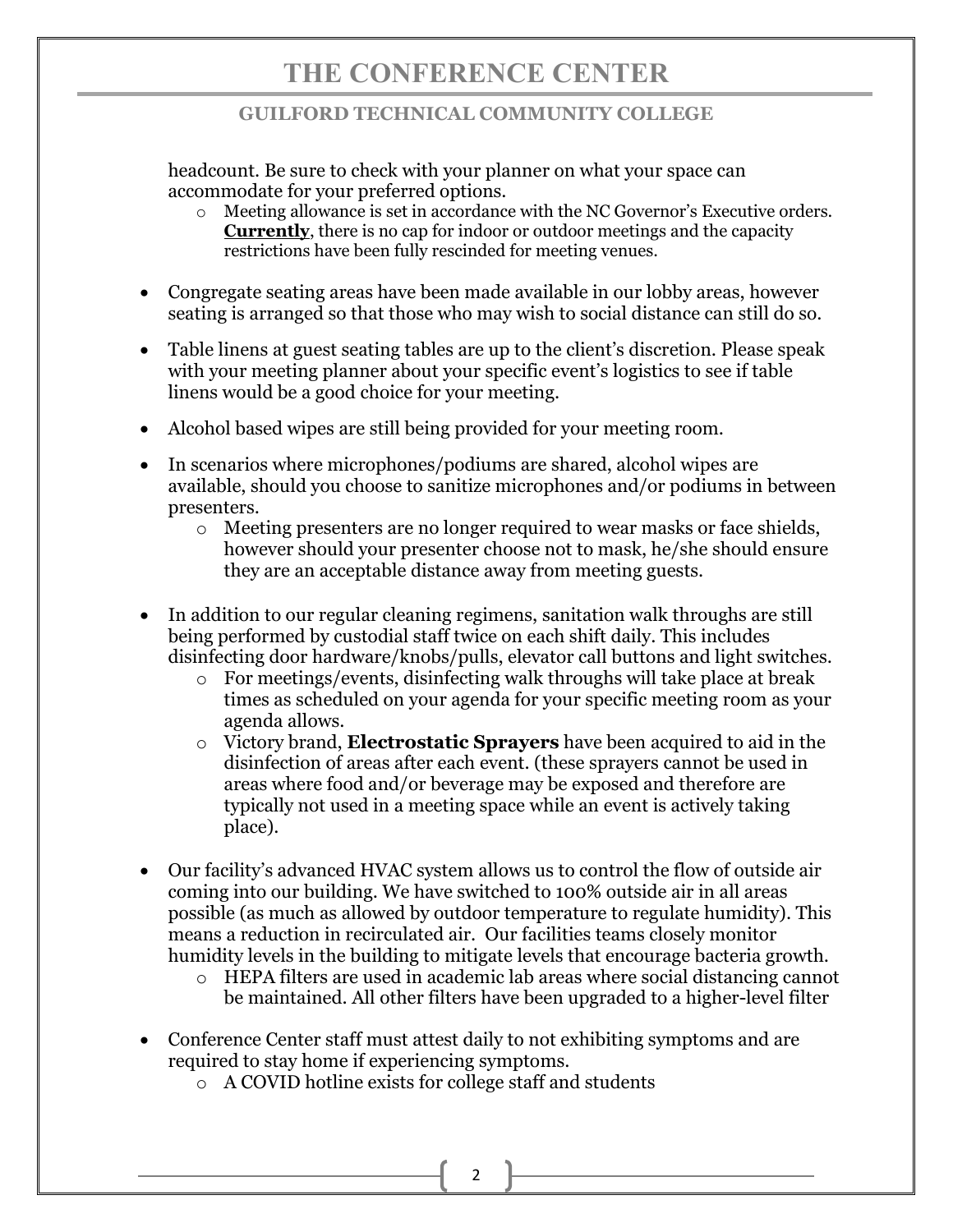headcount. Be sure to check with your planner on what your space can accommodate for your preferred options.

  - Meeting allowance is set in accordance with the NC Governor's Executive orders. **Currently**, there is no cap for indoor or outdoor meetings and the capacity restrictions have been fully rescinded for meeting venues.

- Congregate seating areas have been made available in our lobby areas, however seating is arranged so that those who may wish to social distance can still do so.

- Table linens at guest seating tables are up to the client's discretion. Please speak with your meeting planner about your specific event's logistics to see if table linens would be a good choice for your meeting.

- Alcohol based wipes are still being provided for your meeting room.

- In scenarios where microphones/podiums are shared, alcohol wipes are available, should you choose to sanitize microphones and/or podiums in between presenters.
  - Meeting presenters are no longer required to wear masks or face shields, however should your presenter choose not to mask, he/she should ensure they are an acceptable distance away from meeting guests.

- In addition to our regular cleaning regimens, sanitation walk throughs are still being performed by custodial staff twice on each shift daily. This includes disinfecting door hardware/knobs/pulls, elevator call buttons and light switches.
  - For meetings/events, disinfecting walk throughs will take place at break times as scheduled on your agenda for your specific meeting room as your agenda allows.
  - Victory brand, **Electrostatic Sprayers** have been acquired to aid in the disinfection of areas after each event. (these sprayers cannot be used in areas where food and/or beverage may be exposed and therefore are typically not used in a meeting space while an event is actively taking place).

- Our facility's advanced HVAC system allows us to control the flow of outside air coming into our building. We have switched to 100% outside air in all areas possible (as much as allowed by outdoor temperature to regulate humidity). This means a reduction in recirculated air. Our facilities teams closely monitor humidity levels in the building to mitigate levels that encourage bacteria growth.
  - HEPA filters are used in academic lab areas where social distancing cannot be maintained. All other filters have been upgraded to a higher-level filter

- Conference Center staff must attest daily to not exhibiting symptoms and are required to stay home if experiencing symptoms.
  - A COVID hotline exists for college staff and students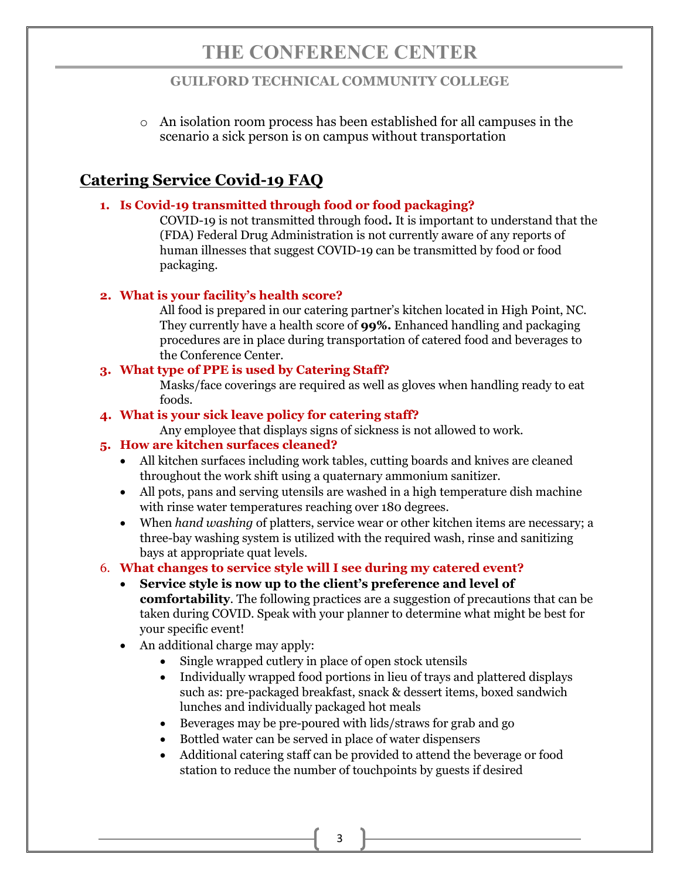- An isolation room process has been established for all campuses in the scenario a sick person is on campus without transportation

## Catering Service Covid-19 FAQ

1. **Is Covid-19 transmitted through food or food packaging?**

   COVID-19 is not transmitted through food**.** It is important to understand that the (FDA) Federal Drug Administration is not currently aware of any reports of human illnesses that suggest COVID-19 can be transmitted by food or food packaging.

2. **What is your facility's health score?**

   All food is prepared in our catering partner's kitchen located in High Point, NC. They currently have a health score of **99%.** Enhanced handling and packaging procedures are in place during transportation of catered food and beverages to the Conference Center.

3. **What type of PPE is used by Catering Staff?**

   Masks/face coverings are required as well as gloves when handling ready to eat foods.

4. **What is your sick leave policy for catering staff?**

   Any employee that displays signs of sickness is not allowed to work.

5. **How are kitchen surfaces cleaned?**
   - All kitchen surfaces including work tables, cutting boards and knives are cleaned throughout the work shift using a quaternary ammonium sanitizer.
   - All pots, pans and serving utensils are washed in a high temperature dish machine with rinse water temperatures reaching over 180 degrees.
   - When *hand washing* of platters, service wear or other kitchen items are necessary; a three-bay washing system is utilized with the required wash, rinse and sanitizing bays at appropriate quat levels.

6. **What changes to service style will I see during my catered event?**
   - **Service style is now up to the client's preference and level of comfortability**. The following practices are a suggestion of precautions that can be taken during COVID. Speak with your planner to determine what might be best for your specific event!
   - An additional charge may apply:
     - Single wrapped cutlery in place of open stock utensils
     - Individually wrapped food portions in lieu of trays and plattered displays such as: pre-packaged breakfast, snack & dessert items, boxed sandwich lunches and individually packaged hot meals
     - Beverages may be pre-poured with lids/straws for grab and go
     - Bottled water can be served in place of water dispensers
     - Additional catering staff can be provided to attend the beverage or food station to reduce the number of touchpoints by guests if desired